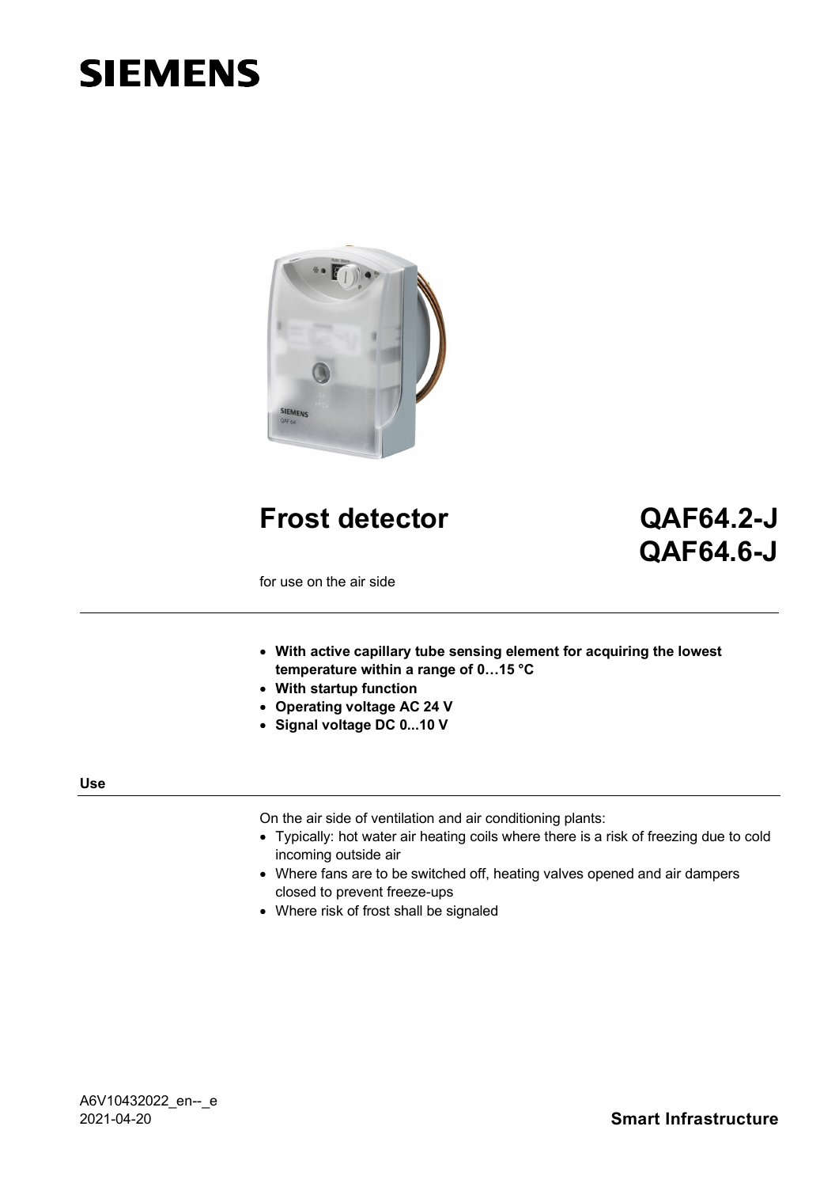SIEMENS

# Frost detector

# QAF64.2-J
# QAF64.6-J

for use on the air side

- **With active capillary tube sensing element for acquiring the lowest temperature within a range of 0…15 °C**
- **With startup function**
- **Operating voltage AC 24 V**
- **Signal voltage DC 0...10 V**

## Use

On the air side of ventilation and air conditioning plants:

- Typically: hot water air heating coils where there is a risk of freezing due to cold incoming outside air
- Where fans are to be switched off, heating valves opened and air dampers closed to prevent freeze-ups
- Where risk of frost shall be signaled

A6V10432022_en--_e
2021-04-20

**Smart Infrastructure**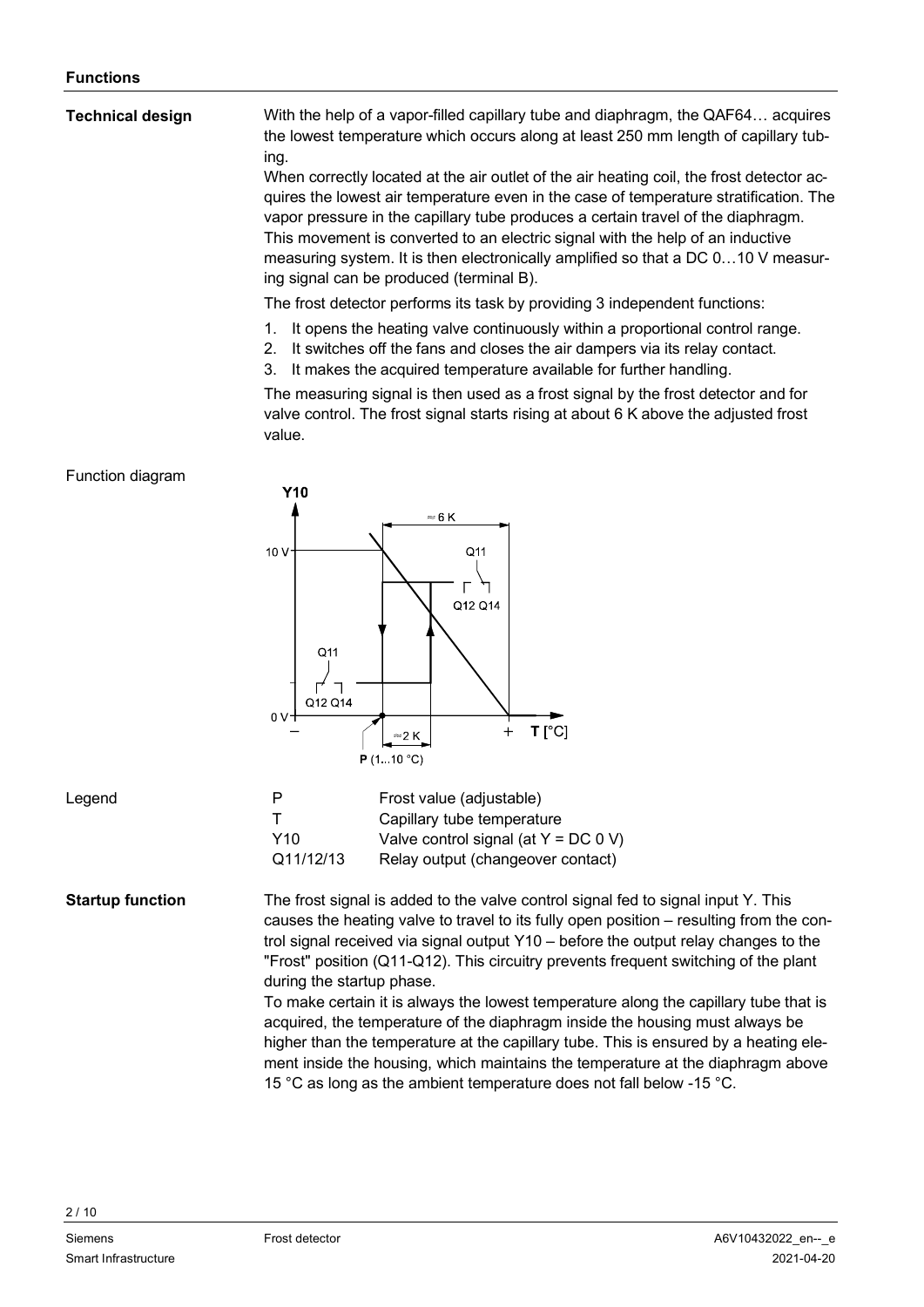## Functions

**Technical design**

With the help of a vapor-filled capillary tube and diaphragm, the QAF64… acquires the lowest temperature which occurs along at least 250 mm length of capillary tubing.

When correctly located at the air outlet of the air heating coil, the frost detector acquires the lowest air temperature even in the case of temperature stratification. The vapor pressure in the capillary tube produces a certain travel of the diaphragm. This movement is converted to an electric signal with the help of an inductive measuring system. It is then electronically amplified so that a DC 0…10 V measuring signal can be produced (terminal B).

The frost detector performs its task by providing 3 independent functions:

1. It opens the heating valve continuously within a proportional control range.
2. It switches off the fans and closes the air dampers via its relay contact.
3. It makes the acquired temperature available for further handling.

The measuring signal is then used as a frost signal by the frost detector and for valve control. The frost signal starts rising at about 6 K above the adjusted frost value.

Function diagram

Legend

| | |
|---|---|
| P | Frost value (adjustable) |
| T | Capillary tube temperature |
| Y10 | Valve control signal (at Y = DC 0 V) |
| Q11/12/13 | Relay output (changeover contact) |

**Startup function**

The frost signal is added to the valve control signal fed to signal input Y. This causes the heating valve to travel to its fully open position – resulting from the control signal received via signal output Y10 – before the output relay changes to the "Frost" position (Q11-Q12). This circuitry prevents frequent switching of the plant during the startup phase.

To make certain it is always the lowest temperature along the capillary tube that is acquired, the temperature of the diaphragm inside the housing must always be higher than the temperature at the capillary tube. This is ensured by a heating element inside the housing, which maintains the temperature at the diaphragm above 15 °C as long as the ambient temperature does not fall below -15 °C.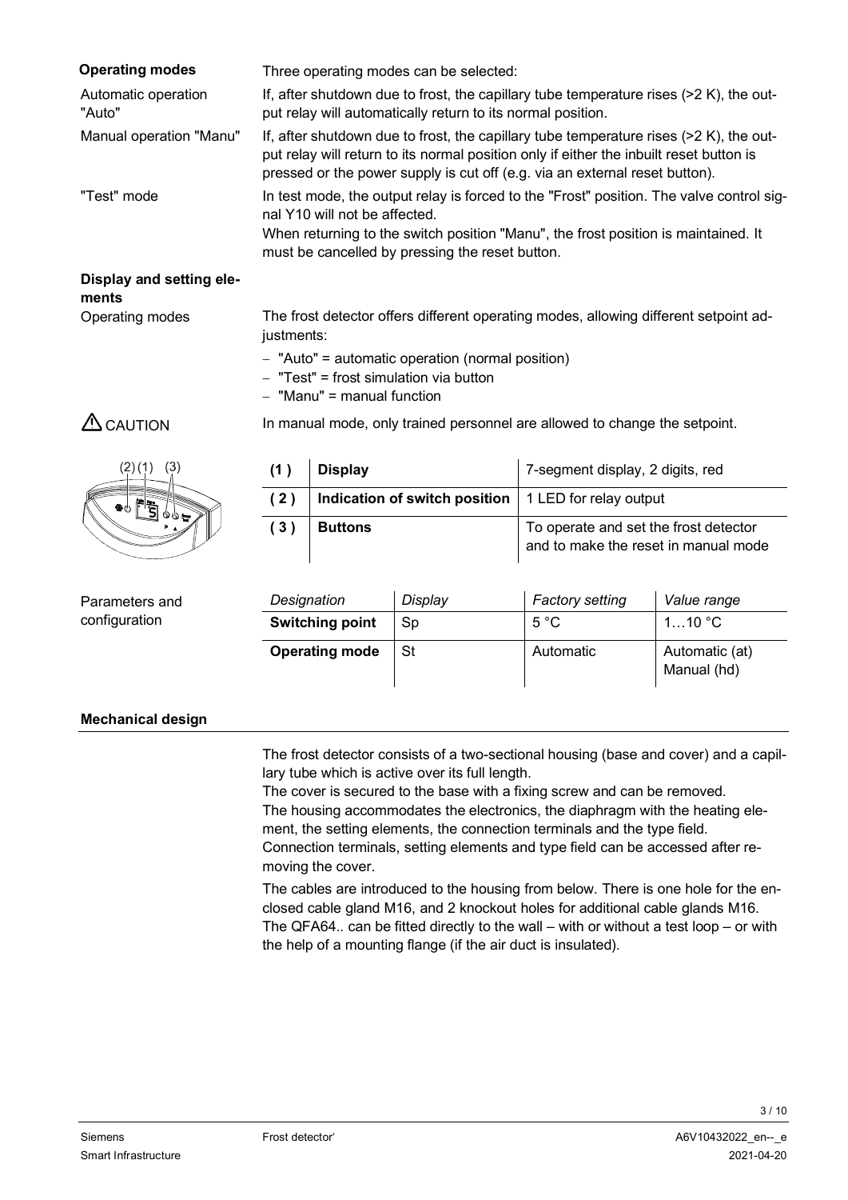## Operating modes

Three operating modes can be selected:

**Automatic operation "Auto"**

If, after shutdown due to frost, the capillary tube temperature rises (>2 K), the output relay will automatically return to its normal position.

**Manual operation "Manu"**

If, after shutdown due to frost, the capillary tube temperature rises (>2 K), the output relay will return to its normal position only if either the inbuilt reset button is pressed or the power supply is cut off (e.g. via an external reset button).

**"Test" mode**

In test mode, the output relay is forced to the "Frost" position. The valve control signal Y10 will not be affected.

When returning to the switch position "Manu", the frost position is maintained. It must be cancelled by pressing the reset button.

## Display and setting elements

**Operating modes**

The frost detector offers different operating modes, allowing different setpoint adjustments:

- "Auto" = automatic operation (normal position)
- "Test" = frost simulation via button
- "Manu" = manual function

⚠ CAUTION

In manual mode, only trained personnel are allowed to change the setpoint.

| | | |
|---|---|---|
| **(1)** | **Display** | 7-segment display, 2 digits, red |
| **(2)** | **Indication of switch position** | 1 LED for relay output |
| **(3)** | **Buttons** | To operate and set the frost detector and to make the reset in manual mode |

**Parameters and configuration**

| *Designation* | *Display* | *Factory setting* | *Value range* |
|---|---|---|---|
| **Switching point** | Sp | 5 °C | 1…10 °C |
| **Operating mode** | St | Automatic | Automatic (at) Manual (hd) |

## Mechanical design

The frost detector consists of a two-sectional housing (base and cover) and a capillary tube which is active over its full length.
The cover is secured to the base with a fixing screw and can be removed.
The housing accommodates the electronics, the diaphragm with the heating element, the setting elements, the connection terminals and the type field.
Connection terminals, setting elements and type field can be accessed after removing the cover.

The cables are introduced to the housing from below. There is one hole for the enclosed cable gland M16, and 2 knockout holes for additional cable glands M16.
The QFA64.. can be fitted directly to the wall – with or without a test loop – or with the help of a mounting flange (if the air duct is insulated).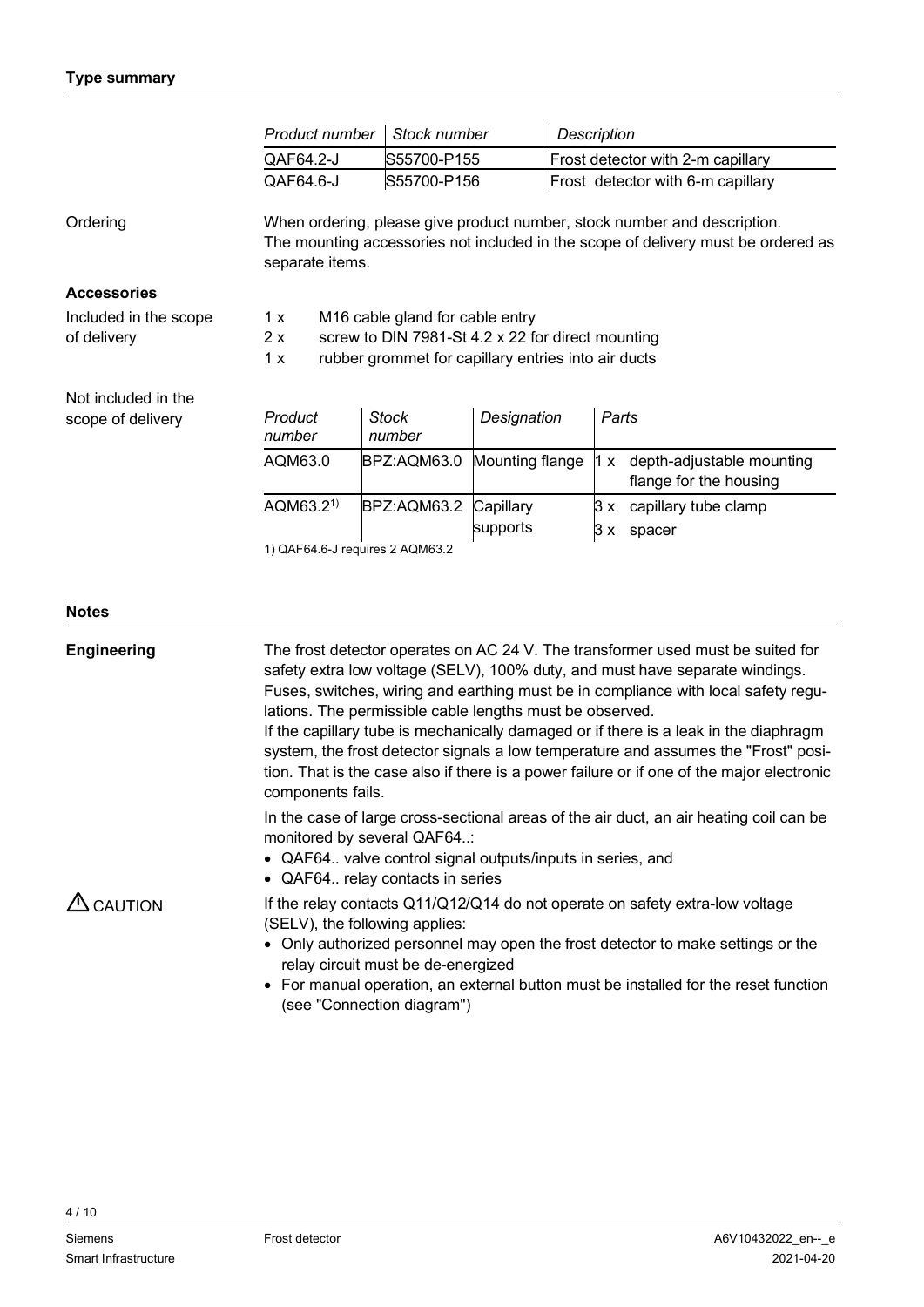## Type summary

| Product number | Stock number | Description |
| --- | --- | --- |
| QAF64.2-J | S55700-P155 | Frost detector with 2-m capillary |
| QAF64.6-J | S55700-P156 | Frost detector with 6-m capillary |

**Ordering**

When ordering, please give product number, stock number and description.
The mounting accessories not included in the scope of delivery must be ordered as separate items.

## Accessories

**Included in the scope of delivery**

- 1 x M16 cable gland for cable entry
- 2 x screw to DIN 7981-St 4.2 x 22 for direct mounting
- 1 x rubber grommet for capillary entries into air ducts

**Not included in the scope of delivery**

| Product number | Stock number | Designation | Parts |
| --- | --- | --- | --- |
| AQM63.0 | BPZ:AQM63.0 | Mounting flange | 1 x depth-adjustable mounting flange for the housing |
| AQM63.2[1)] | BPZ:AQM63.2 | Capillary supports | 3 x capillary tube clamp<br>3 x spacer |

1) QAF64.6-J requires 2 AQM63.2

## Notes

**Engineering**

The frost detector operates on AC 24 V. The transformer used must be suited for safety extra low voltage (SELV), 100% duty, and must have separate windings. Fuses, switches, wiring and earthing must be in compliance with local safety regulations. The permissible cable lengths must be observed.
If the capillary tube is mechanically damaged or if there is a leak in the diaphragm system, the frost detector signals a low temperature and assumes the "Frost" position. That is the case also if there is a power failure or if one of the major electronic components fails.

In the case of large cross-sectional areas of the air duct, an air heating coil can be monitored by several QAF64..:

- QAF64.. valve control signal outputs/inputs in series, and
- QAF64.. relay contacts in series

**⚠ CAUTION**

If the relay contacts Q11/Q12/Q14 do not operate on safety extra-low voltage (SELV), the following applies:

- Only authorized personnel may open the frost detector to make settings or the relay circuit must be de-energized
- For manual operation, an external button must be installed for the reset function (see "Connection diagram")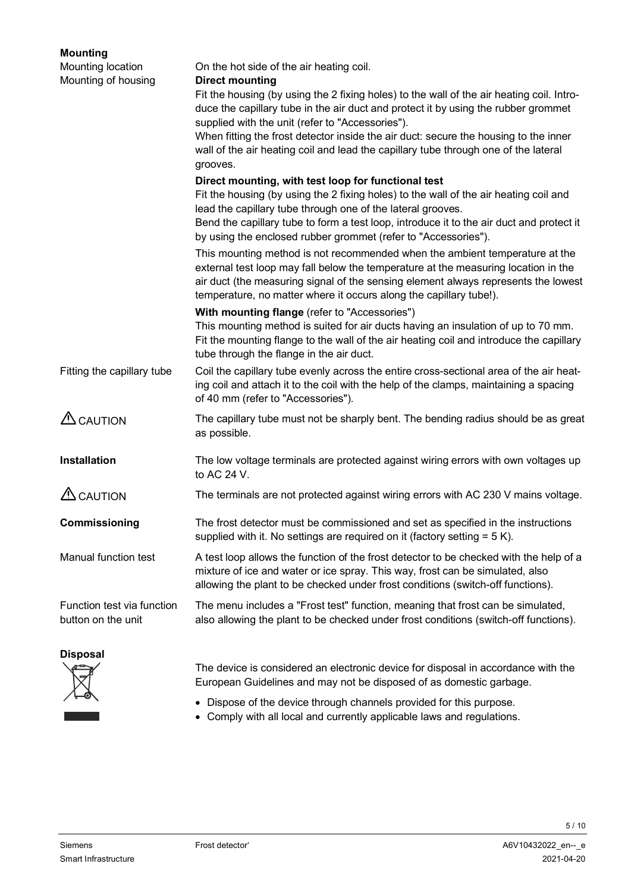## Mounting

**Mounting location**

On the hot side of the air heating coil.

**Mounting of housing**

**Direct mounting**

Fit the housing (by using the 2 fixing holes) to the wall of the air heating coil. Introduce the capillary tube in the air duct and protect it by using the rubber grommet supplied with the unit (refer to "Accessories").

When fitting the frost detector inside the air duct: secure the housing to the inner wall of the air heating coil and lead the capillary tube through one of the lateral grooves.

**Direct mounting, with test loop for functional test**

Fit the housing (by using the 2 fixing holes) to the wall of the air heating coil and lead the capillary tube through one of the lateral grooves.

Bend the capillary tube to form a test loop, introduce it to the air duct and protect it by using the enclosed rubber grommet (refer to "Accessories").

This mounting method is not recommended when the ambient temperature at the external test loop may fall below the temperature at the measuring location in the air duct (the measuring signal of the sensing element always represents the lowest temperature, no matter where it occurs along the capillary tube!).

**With mounting flange** (refer to "Accessories")

This mounting method is suited for air ducts having an insulation of up to 70 mm. Fit the mounting flange to the wall of the air heating coil and introduce the capillary tube through the flange in the air duct.

**Fitting the capillary tube**

Coil the capillary tube evenly across the entire cross-sectional area of the air heating coil and attach it to the coil with the help of the clamps, maintaining a spacing of 40 mm (refer to "Accessories").

⚠ CAUTION

The capillary tube must not be sharply bent. The bending radius should be as great as possible.

## Installation

The low voltage terminals are protected against wiring errors with own voltages up to AC 24 V.

⚠ CAUTION

The terminals are not protected against wiring errors with AC 230 V mains voltage.

## Commissioning

The frost detector must be commissioned and set as specified in the instructions supplied with it. No settings are required on it (factory setting = 5 K).

**Manual function test**

A test loop allows the function of the frost detector to be checked with the help of a mixture of ice and water or ice spray. This way, frost can be simulated, also allowing the plant to be checked under frost conditions (switch-off functions).

**Function test via function button on the unit**

The menu includes a "Frost test" function, meaning that frost can be simulated, also allowing the plant to be checked under frost conditions (switch-off functions).

## Disposal

The device is considered an electronic device for disposal in accordance with the European Guidelines and may not be disposed of as domestic garbage.

- Dispose of the device through channels provided for this purpose.
- Comply with all local and currently applicable laws and regulations.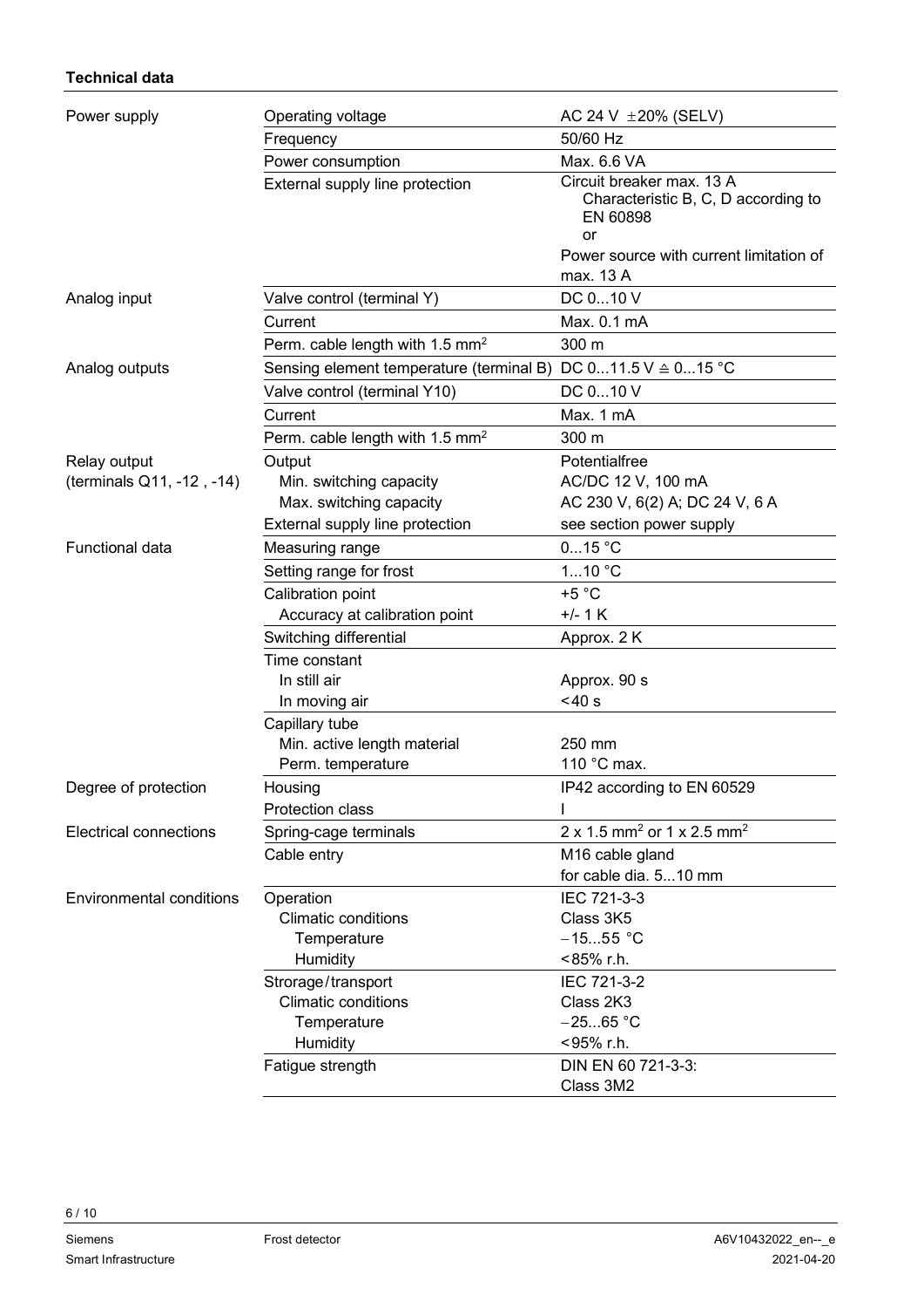### Technical data

| | | |
|---|---|---|
| Power supply | Operating voltage | AC 24 V ±20% (SELV) |
| | Frequency | 50/60 Hz |
| | Power consumption | Max. 6.6 VA |
| | External supply line protection | Circuit breaker max. 13 A<br>Characteristic B, C, D according to EN 60898<br>or<br>Power source with current limitation of max. 13 A |
| Analog input | Valve control (terminal Y) | DC 0...10 V |
| | Current | Max. 0.1 mA |
| | Perm. cable length with 1.5 mm² | 300 m |
| Analog outputs | Sensing element temperature (terminal B) | DC 0...11.5 V ≙ 0...15 °C |
| | Valve control (terminal Y10) | DC 0...10 V |
| | Current | Max. 1 mA |
| | Perm. cable length with 1.5 mm² | 300 m |
| Relay output<br>(terminals Q11, -12 , -14) | Output<br>Min. switching capacity<br>Max. switching capacity | Potentialfree<br>AC/DC 12 V, 100 mA<br>AC 230 V, 6(2) A; DC 24 V, 6 A |
| | External supply line protection | see section power supply |
| Functional data | Measuring range | 0...15 °C |
| | Setting range for frost | 1...10 °C |
| | Calibration point<br>Accuracy at calibration point | +5 °C<br>+/- 1 K |
| | Switching differential | Approx. 2 K |
| | Time constant<br>In still air<br>In moving air | <br>Approx. 90 s<br><40 s |
| | Capillary tube<br>Min. active length material<br>Perm. temperature | <br>250 mm<br>110 °C max. |
| Degree of protection | Housing | IP42 according to EN 60529 |
| | Protection class | I |
| Electrical connections | Spring-cage terminals | 2 x 1.5 mm² or 1 x 2.5 mm² |
| | Cable entry | M16 cable gland<br>for cable dia. 5...10 mm |
| Environmental conditions | Operation<br>Climatic conditions<br>Temperature<br>Humidity | IEC 721-3-3<br>Class 3K5<br>−15...55 °C<br><85% r.h. |
| | Strorage/transport<br>Climatic conditions<br>Temperature<br>Humidity | IEC 721-3-2<br>Class 2K3<br>−25...65 °C<br><95% r.h. |
| | Fatigue strength | DIN EN 60 721-3-3:<br>Class 3M2 |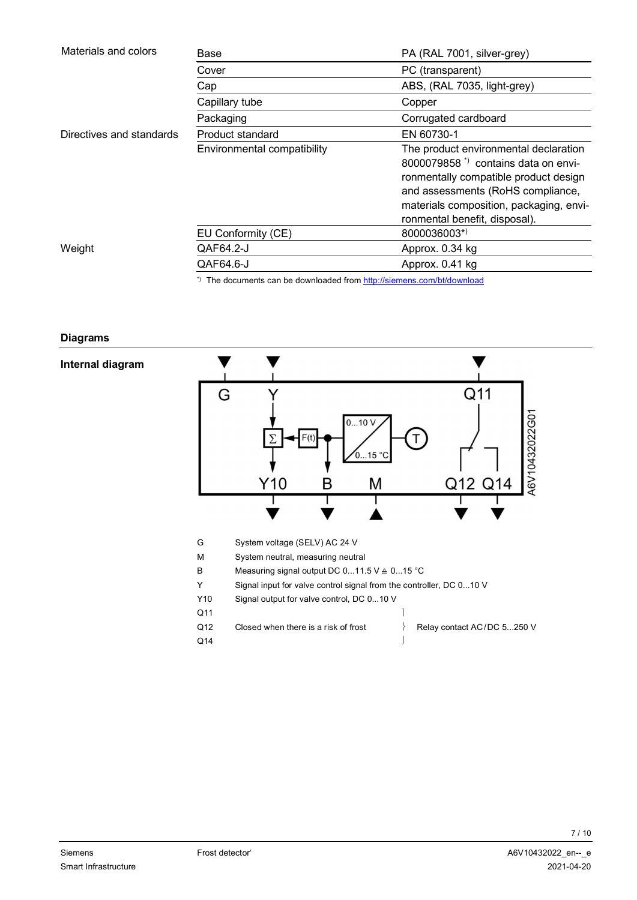| | | |
|---|---|---|
| Materials and colors | Base | PA (RAL 7001, silver-grey) |
| | Cover | PC (transparent) |
| | Cap | ABS, (RAL 7035, light-grey) |
| | Capillary tube | Copper |
| | Packaging | Corrugated cardboard |
| Directives and standards | Product standard | EN 60730-1 |
| | Environmental compatibility | The product environmental declaration 8000079858 *) contains data on environmentally compatible product design and assessments (RoHS compliance, materials composition, packaging, environmental benefit, disposal). |
| | EU Conformity (CE) | 8000036003*) |
| Weight | QAF64.2-J | Approx. 0.34 kg |
| | QAF64.6-J | Approx. 0.41 kg |

*) The documents can be downloaded from http://siemens.com/bt/download

## Diagrams

### Internal diagram

| | | |
|---|---|---|
| G | System voltage (SELV) AC 24 V | |
| M | System neutral, measuring neutral | |
| B | Measuring signal output DC 0...11.5 V ≙ 0...15 °C | |
| Y | Signal input for valve control signal from the controller, DC 0...10 V | |
| Y10 | Signal output for valve control, DC 0...10 V | |
| Q11 | | Relay contact AC/DC 5...250 V |
| Q12 | Closed when there is a risk of frost | Relay contact AC/DC 5...250 V |
| Q14 | | Relay contact AC/DC 5...250 V |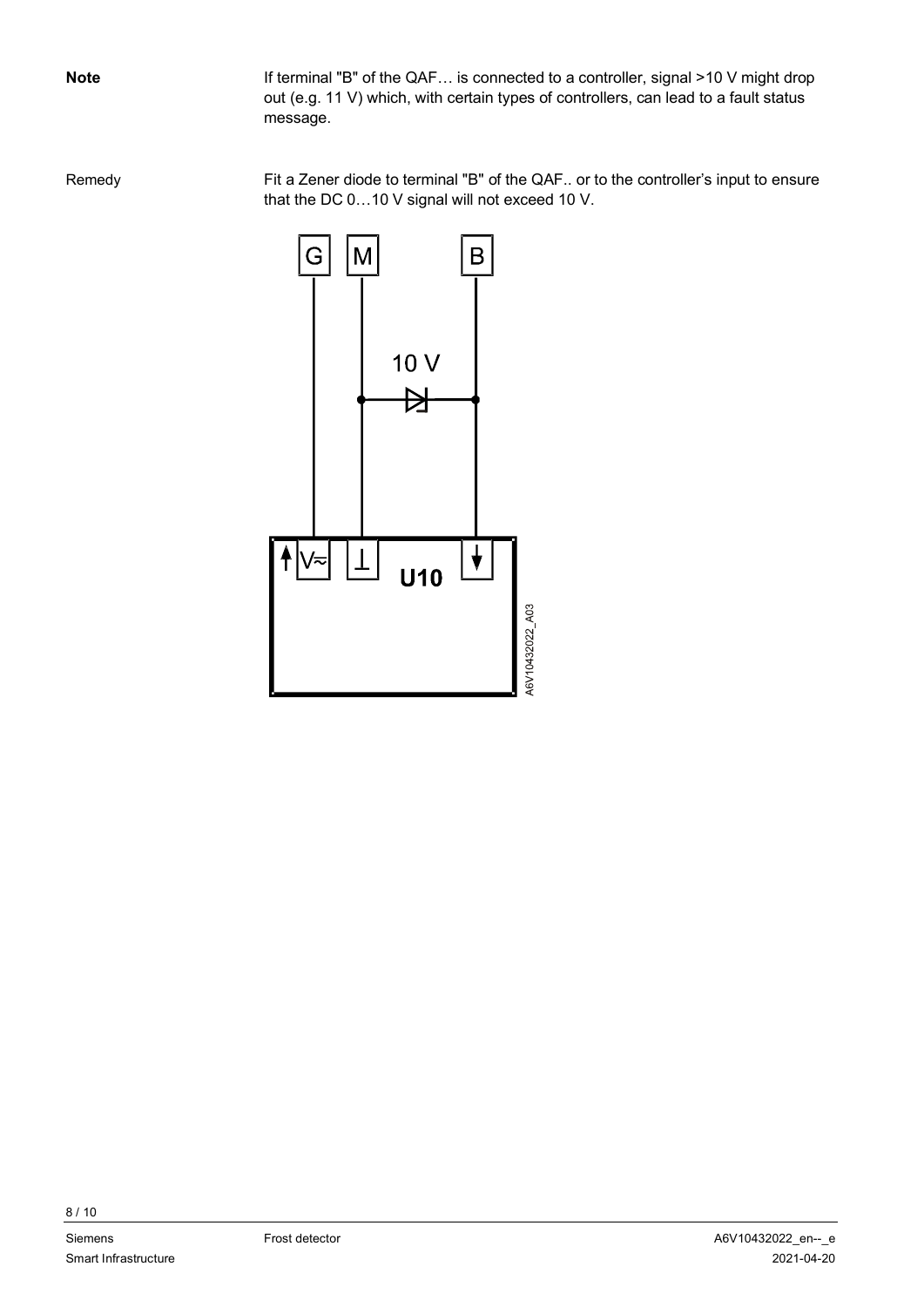**Note**

If terminal "B" of the QAF… is connected to a controller, signal >10 V might drop out (e.g. 11 V) which, with certain types of controllers, can lead to a fault status message.

Remedy

Fit a Zener diode to terminal "B" of the QAF.. or to the controller's input to ensure that the DC 0…10 V signal will not exceed 10 V.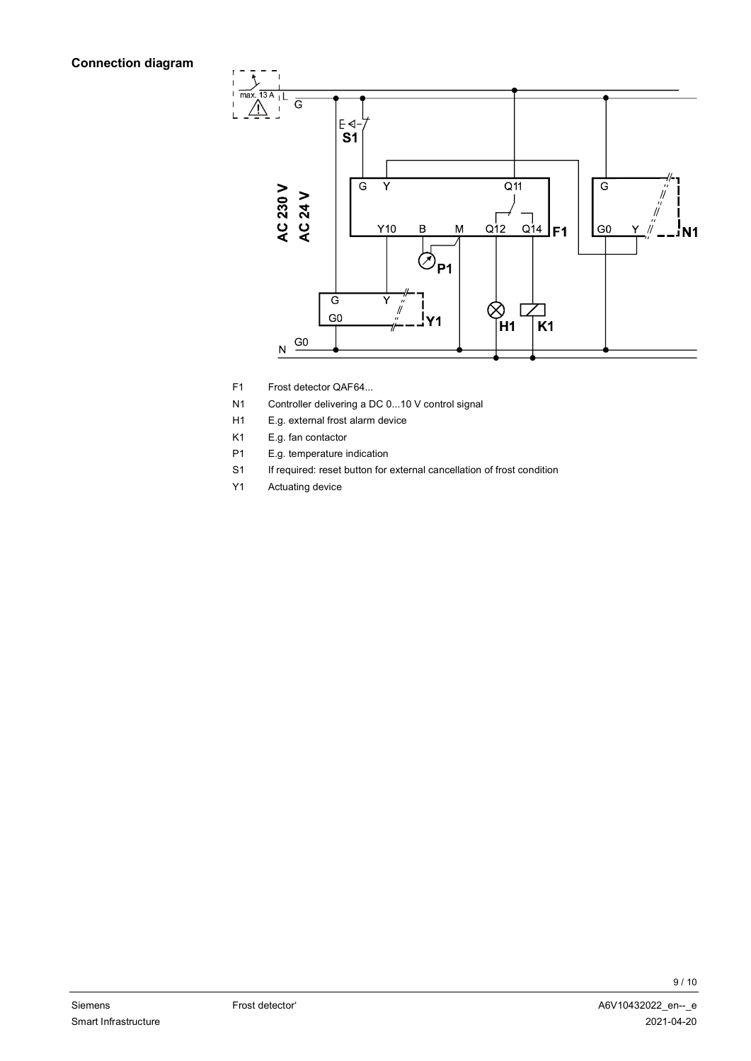## Connection diagram

| | |
|---|---|
| F1 | Frost detector QAF64... |
| N1 | Controller delivering a DC 0...10 V control signal |
| H1 | E.g. external frost alarm device |
| K1 | E.g. fan contactor |
| P1 | E.g. temperature indication |
| S1 | If required: reset button for external cancellation of frost condition |
| Y1 | Actuating device |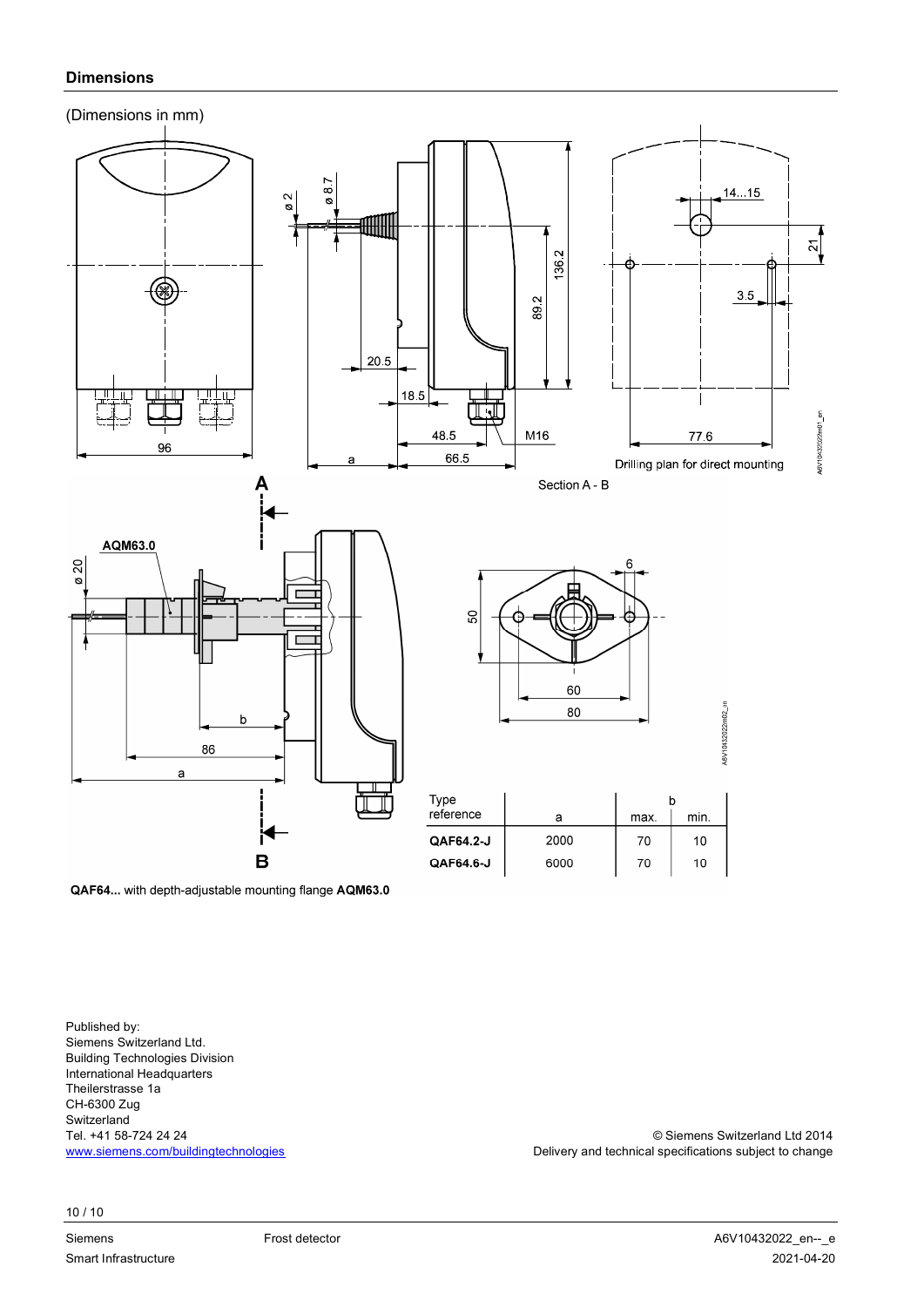## Dimensions

(Dimensions in mm)

Drilling plan for direct mounting

Section A - B

| Type reference | a | b | |
|---|---|---|---|
| | | max. | min. |
| QAF64.2-J | 2000 | 70 | 10 |
| QAF64.6-J | 6000 | 70 | 10 |

**QAF64...** with depth-adjustable mounting flange **AQM63.0**

Published by:
Siemens Switzerland Ltd.
Building Technologies Division
International Headquarters
Theilerstrasse 1a
CH-6300 Zug
Switzerland
Tel. +41 58-724 24 24
www.siemens.com/buildingtechnologies

© Siemens Switzerland Ltd 2014
Delivery and technical specifications subject to change